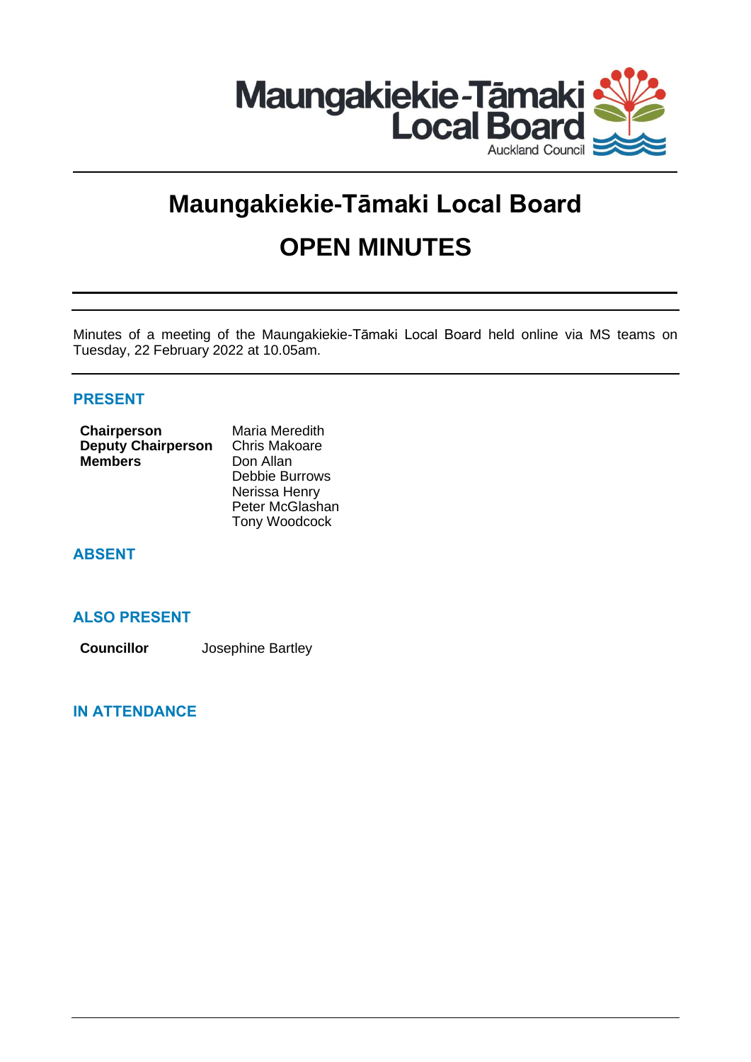# Maungakiekie-Tāmaki Local Board

# OPEN MINUTES

Minutes of a meeting of the Maungakiekie-Tāmaki Local Board held online via MS teams on Tuesday, 22 February 2022 at 10.05am.

## PRESENT

| | |
|---|---|
| **Chairperson** | Maria Meredith |
| **Deputy Chairperson** | Chris Makoare |
| **Members** | Don Allan |
| | Debbie Burrows |
| | Nerissa Henry |
| | Peter McGlashan |
| | Tony Woodcock |

## ABSENT

## ALSO PRESENT

| | |
|---|---|
| **Councillor** | Josephine Bartley |

## IN ATTENDANCE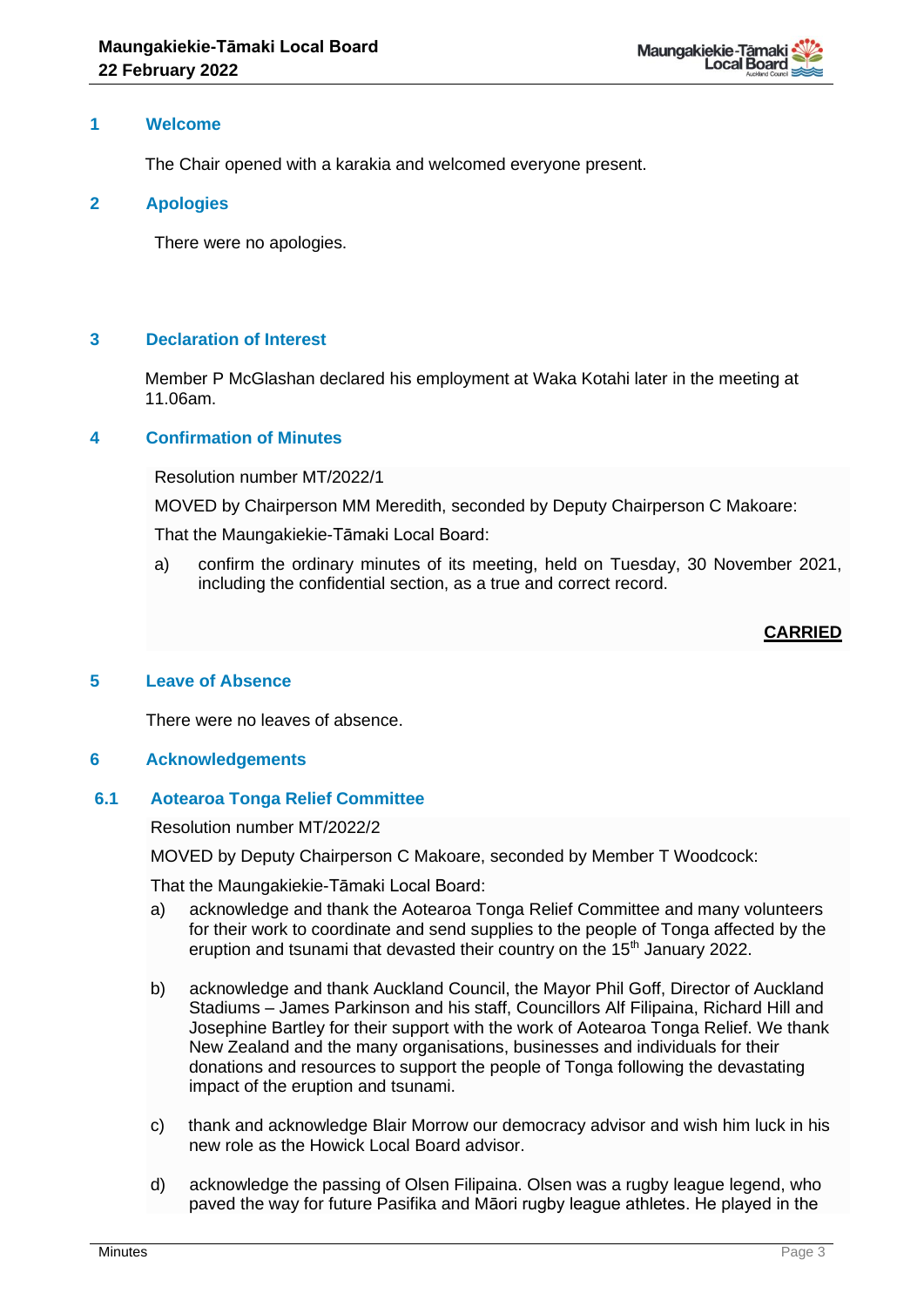## 1 Welcome

The Chair opened with a karakia and welcomed everyone present.

## 2 Apologies

There were no apologies.

## 3 Declaration of Interest

Member P McGlashan declared his employment at Waka Kotahi later in the meeting at 11.06am.

## 4 Confirmation of Minutes

Resolution number MT/2022/1

MOVED by Chairperson MM Meredith, seconded by Deputy Chairperson C Makoare:

That the Maungakiekie-Tāmaki Local Board:

a) confirm the ordinary minutes of its meeting, held on Tuesday, 30 November 2021, including the confidential section, as a true and correct record.

**CARRIED**

## 5 Leave of Absence

There were no leaves of absence.

## 6 Acknowledgements

### 6.1 Aotearoa Tonga Relief Committee

Resolution number MT/2022/2

MOVED by Deputy Chairperson C Makoare, seconded by Member T Woodcock:

That the Maungakiekie-Tāmaki Local Board:

a) acknowledge and thank the Aotearoa Tonga Relief Committee and many volunteers for their work to coordinate and send supplies to the people of Tonga affected by the eruption and tsunami that devasted their country on the 15th January 2022.

b) acknowledge and thank Auckland Council, the Mayor Phil Goff, Director of Auckland Stadiums – James Parkinson and his staff, Councillors Alf Filipaina, Richard Hill and Josephine Bartley for their support with the work of Aotearoa Tonga Relief. We thank New Zealand and the many organisations, businesses and individuals for their donations and resources to support the people of Tonga following the devastating impact of the eruption and tsunami.

c) thank and acknowledge Blair Morrow our democracy advisor and wish him luck in his new role as the Howick Local Board advisor.

d) acknowledge the passing of Olsen Filipaina. Olsen was a rugby league legend, who paved the way for future Pasifika and Māori rugby league athletes. He played in the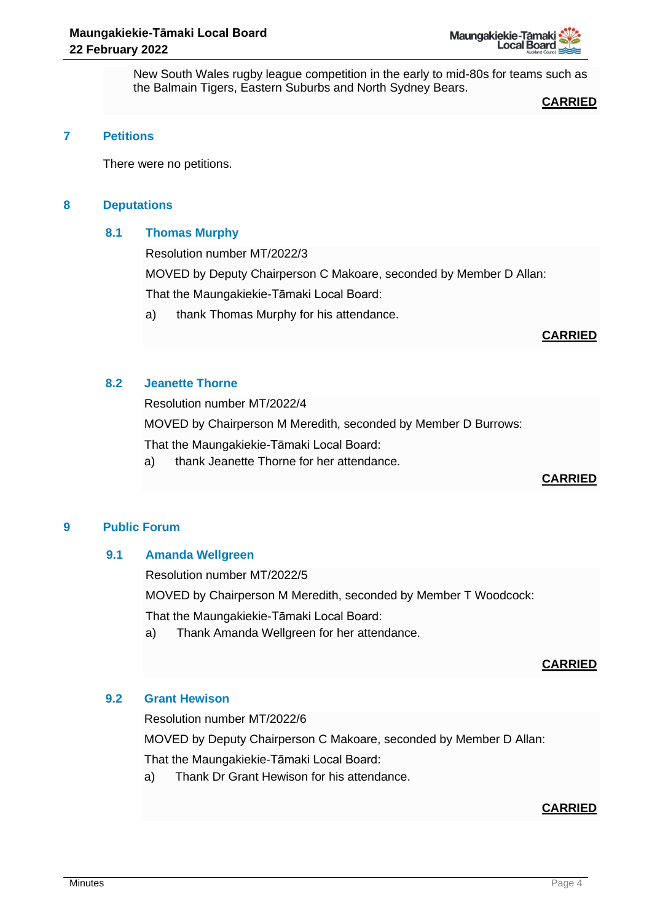New South Wales rugby league competition in the early to mid-80s for teams such as the Balmain Tigers, Eastern Suburbs and North Sydney Bears.

**CARRIED**

## 7 Petitions

There were no petitions.

## 8 Deputations

### 8.1 Thomas Murphy

Resolution number MT/2022/3

MOVED by Deputy Chairperson C Makoare, seconded by Member D Allan:

That the Maungakiekie-Tāmaki Local Board:

a) thank Thomas Murphy for his attendance.

**CARRIED**

### 8.2 Jeanette Thorne

Resolution number MT/2022/4

MOVED by Chairperson M Meredith, seconded by Member D Burrows:

That the Maungakiekie-Tāmaki Local Board:

a) thank Jeanette Thorne for her attendance.

**CARRIED**

## 9 Public Forum

### 9.1 Amanda Wellgreen

Resolution number MT/2022/5

MOVED by Chairperson M Meredith, seconded by Member T Woodcock:

That the Maungakiekie-Tāmaki Local Board:

a) Thank Amanda Wellgreen for her attendance.

**CARRIED**

### 9.2 Grant Hewison

Resolution number MT/2022/6

MOVED by Deputy Chairperson C Makoare, seconded by Member D Allan:

That the Maungakiekie-Tāmaki Local Board:

a) Thank Dr Grant Hewison for his attendance.

**CARRIED**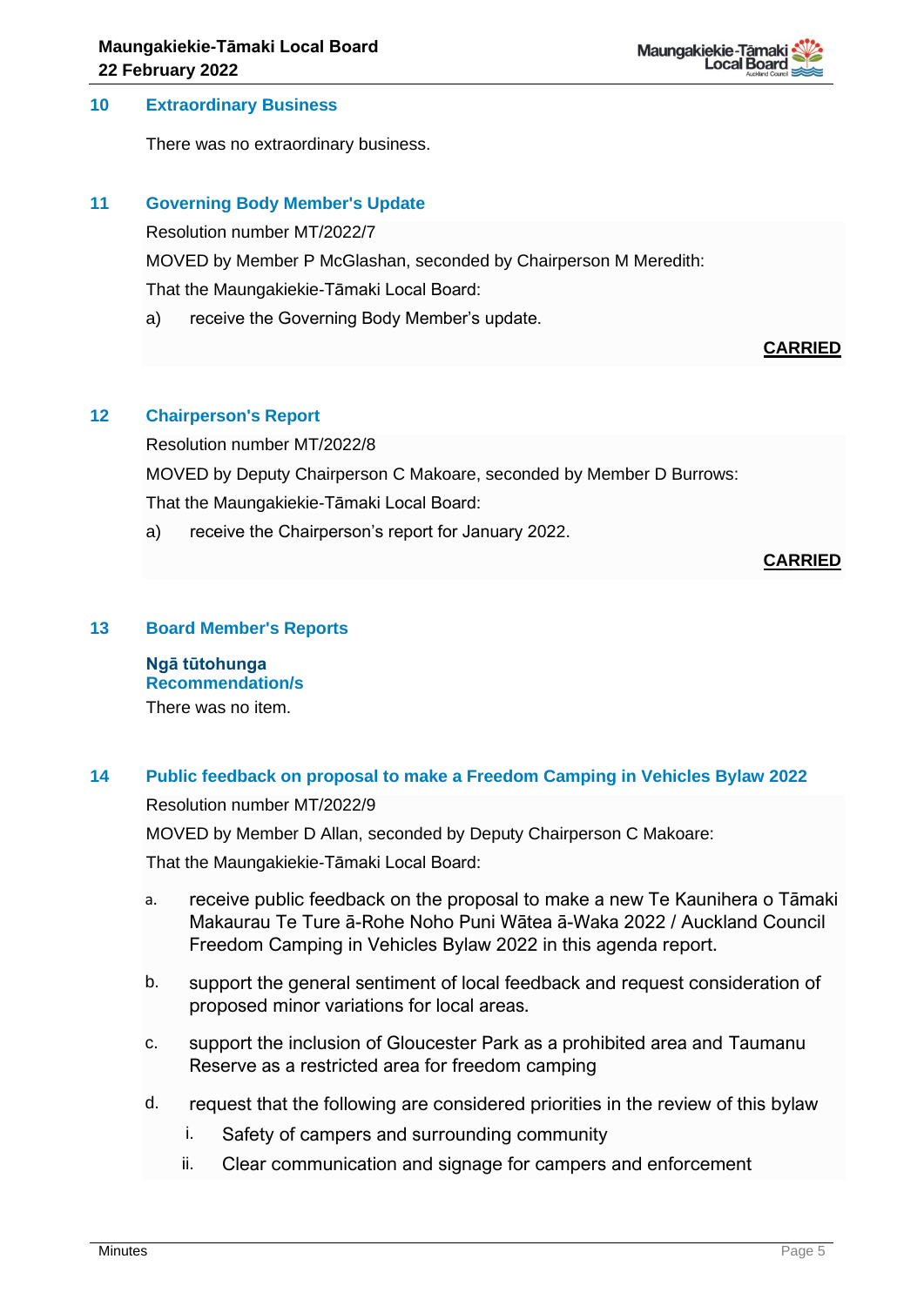## 10 Extraordinary Business

There was no extraordinary business.

## 11 Governing Body Member's Update

Resolution number MT/2022/7

MOVED by Member P McGlashan, seconded by Chairperson M Meredith:

That the Maungakiekie-Tāmaki Local Board:

a) receive the Governing Body Member's update.

**CARRIED**

## 12 Chairperson's Report

Resolution number MT/2022/8

MOVED by Deputy Chairperson C Makoare, seconded by Member D Burrows:

That the Maungakiekie-Tāmaki Local Board:

a) receive the Chairperson's report for January 2022.

**CARRIED**

## 13 Board Member's Reports

**Ngā tūtohunga**
**Recommendation/s**

There was no item.

## 14 Public feedback on proposal to make a Freedom Camping in Vehicles Bylaw 2022

Resolution number MT/2022/9

MOVED by Member D Allan, seconded by Deputy Chairperson C Makoare:

That the Maungakiekie-Tāmaki Local Board:

a. receive public feedback on the proposal to make a new Te Kaunihera o Tāmaki Makaurau Te Ture ā-Rohe Noho Puni Wātea ā-Waka 2022 / Auckland Council Freedom Camping in Vehicles Bylaw 2022 in this agenda report.

b. support the general sentiment of local feedback and request consideration of proposed minor variations for local areas.

c. support the inclusion of Gloucester Park as a prohibited area and Taumanu Reserve as a restricted area for freedom camping

d. request that the following are considered priorities in the review of this bylaw

   i. Safety of campers and surrounding community

   ii. Clear communication and signage for campers and enforcement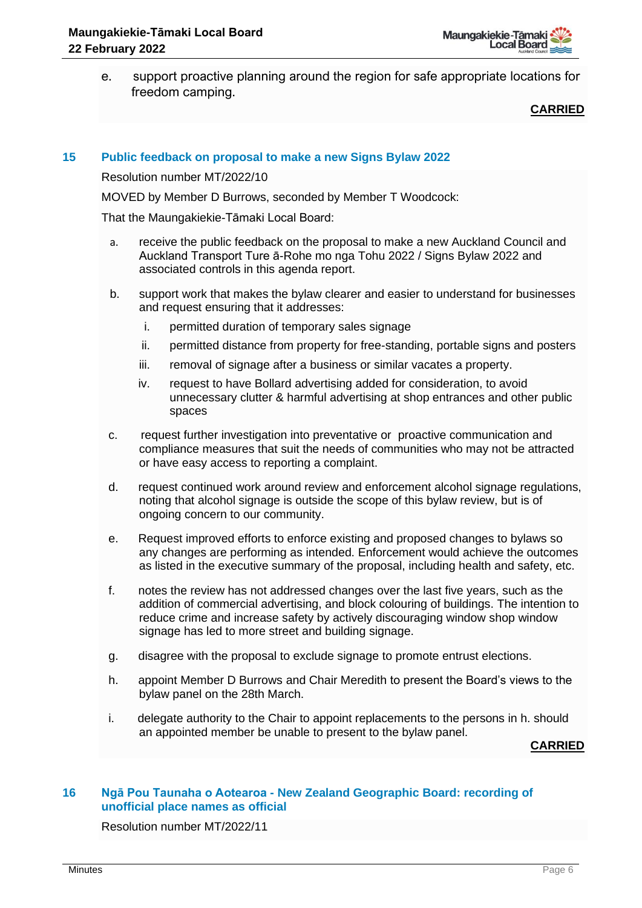e. support proactive planning around the region for safe appropriate locations for freedom camping.

**CARRIED**

## 15 Public feedback on proposal to make a new Signs Bylaw 2022

Resolution number MT/2022/10

MOVED by Member D Burrows, seconded by Member T Woodcock:

That the Maungakiekie-Tāmaki Local Board:

a. receive the public feedback on the proposal to make a new Auckland Council and Auckland Transport Ture ā-Rohe mo nga Tohu 2022 / Signs Bylaw 2022 and associated controls in this agenda report.

b. support work that makes the bylaw clearer and easier to understand for businesses and request ensuring that it addresses:

   i. permitted duration of temporary sales signage

   ii. permitted distance from property for free-standing, portable signs and posters

   iii. removal of signage after a business or similar vacates a property.

   iv. request to have Bollard advertising added for consideration, to avoid unnecessary clutter & harmful advertising at shop entrances and other public spaces

c. request further investigation into preventative or proactive communication and compliance measures that suit the needs of communities who may not be attracted or have easy access to reporting a complaint.

d. request continued work around review and enforcement alcohol signage regulations, noting that alcohol signage is outside the scope of this bylaw review, but is of ongoing concern to our community.

e. Request improved efforts to enforce existing and proposed changes to bylaws so any changes are performing as intended. Enforcement would achieve the outcomes as listed in the executive summary of the proposal, including health and safety, etc.

f. notes the review has not addressed changes over the last five years, such as the addition of commercial advertising, and block colouring of buildings. The intention to reduce crime and increase safety by actively discouraging window shop window signage has led to more street and building signage.

g. disagree with the proposal to exclude signage to promote entrust elections.

h. appoint Member D Burrows and Chair Meredith to present the Board's views to the bylaw panel on the 28th March.

i. delegate authority to the Chair to appoint replacements to the persons in h. should an appointed member be unable to present to the bylaw panel.

**CARRIED**

## 16 Ngā Pou Taunaha o Aotearoa - New Zealand Geographic Board: recording of unofficial place names as official

Resolution number MT/2022/11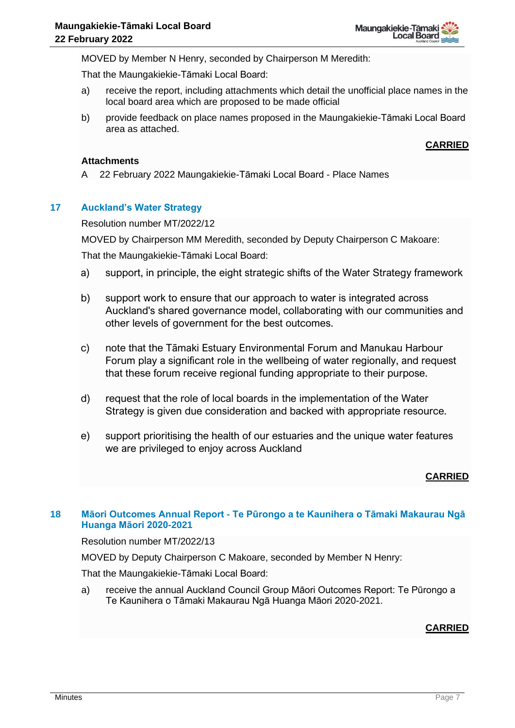MOVED by Member N Henry, seconded by Chairperson M Meredith:

That the Maungakiekie-Tāmaki Local Board:

a) receive the report, including attachments which detail the unofficial place names in the local board area which are proposed to be made official

b) provide feedback on place names proposed in the Maungakiekie-Tāmaki Local Board area as attached.

**CARRIED**

**Attachments**

A 22 February 2022 Maungakiekie-Tāmaki Local Board - Place Names

## 17 Auckland's Water Strategy

Resolution number MT/2022/12

MOVED by Chairperson MM Meredith, seconded by Deputy Chairperson C Makoare:

That the Maungakiekie-Tāmaki Local Board:

a) support, in principle, the eight strategic shifts of the Water Strategy framework

b) support work to ensure that our approach to water is integrated across Auckland's shared governance model, collaborating with our communities and other levels of government for the best outcomes.

c) note that the Tāmaki Estuary Environmental Forum and Manukau Harbour Forum play a significant role in the wellbeing of water regionally, and request that these forum receive regional funding appropriate to their purpose.

d) request that the role of local boards in the implementation of the Water Strategy is given due consideration and backed with appropriate resource.

e) support prioritising the health of our estuaries and the unique water features we are privileged to enjoy across Auckland

**CARRIED**

## 18 Māori Outcomes Annual Report - Te Pūrongo a te Kaunihera o Tāmaki Makaurau Ngā Huanga Māori 2020-2021

Resolution number MT/2022/13

MOVED by Deputy Chairperson C Makoare, seconded by Member N Henry:

That the Maungakiekie-Tāmaki Local Board:

a) receive the annual Auckland Council Group Māori Outcomes Report: Te Pūrongo a Te Kaunihera o Tāmaki Makaurau Ngā Huanga Māori 2020-2021.

**CARRIED**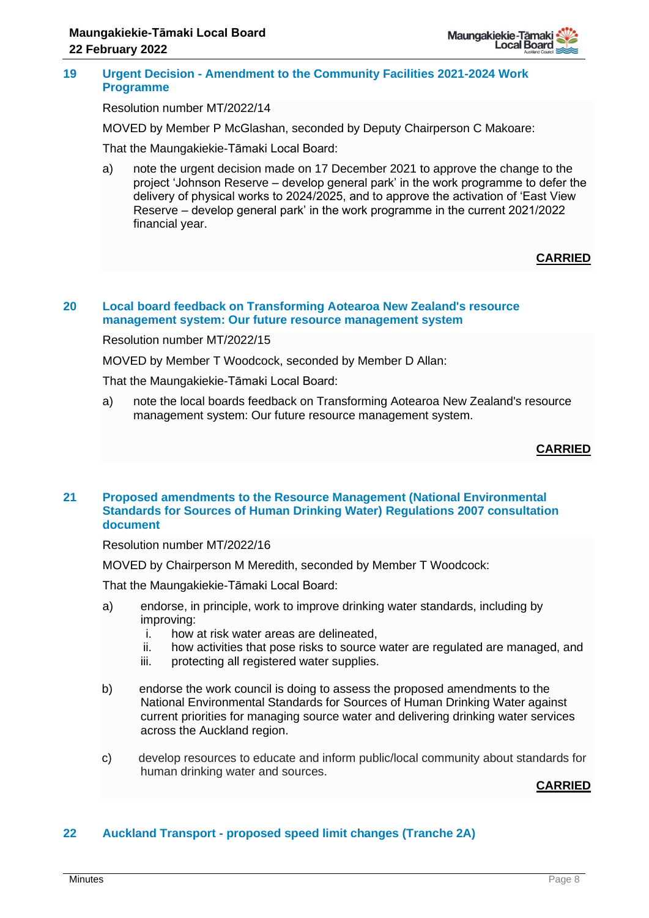## 19 Urgent Decision - Amendment to the Community Facilities 2021-2024 Work Programme

Resolution number MT/2022/14

MOVED by Member P McGlashan, seconded by Deputy Chairperson C Makoare:

That the Maungakiekie-Tāmaki Local Board:

a) note the urgent decision made on 17 December 2021 to approve the change to the project 'Johnson Reserve – develop general park' in the work programme to defer the delivery of physical works to 2024/2025, and to approve the activation of 'East View Reserve – develop general park' in the work programme in the current 2021/2022 financial year.

**CARRIED**

## 20 Local board feedback on Transforming Aotearoa New Zealand's resource management system: Our future resource management system

Resolution number MT/2022/15

MOVED by Member T Woodcock, seconded by Member D Allan:

That the Maungakiekie-Tāmaki Local Board:

a) note the local boards feedback on Transforming Aotearoa New Zealand's resource management system: Our future resource management system.

**CARRIED**

## 21 Proposed amendments to the Resource Management (National Environmental Standards for Sources of Human Drinking Water) Regulations 2007 consultation document

Resolution number MT/2022/16

MOVED by Chairperson M Meredith, seconded by Member T Woodcock:

That the Maungakiekie-Tāmaki Local Board:

a) endorse, in principle, work to improve drinking water standards, including by improving:
   i. how at risk water areas are delineated,
   ii. how activities that pose risks to source water are regulated are managed, and
   iii. protecting all registered water supplies.

b) endorse the work council is doing to assess the proposed amendments to the National Environmental Standards for Sources of Human Drinking Water against current priorities for managing source water and delivering drinking water services across the Auckland region.

c) develop resources to educate and inform public/local community about standards for human drinking water and sources.

**CARRIED**

## 22 Auckland Transport - proposed speed limit changes (Tranche 2A)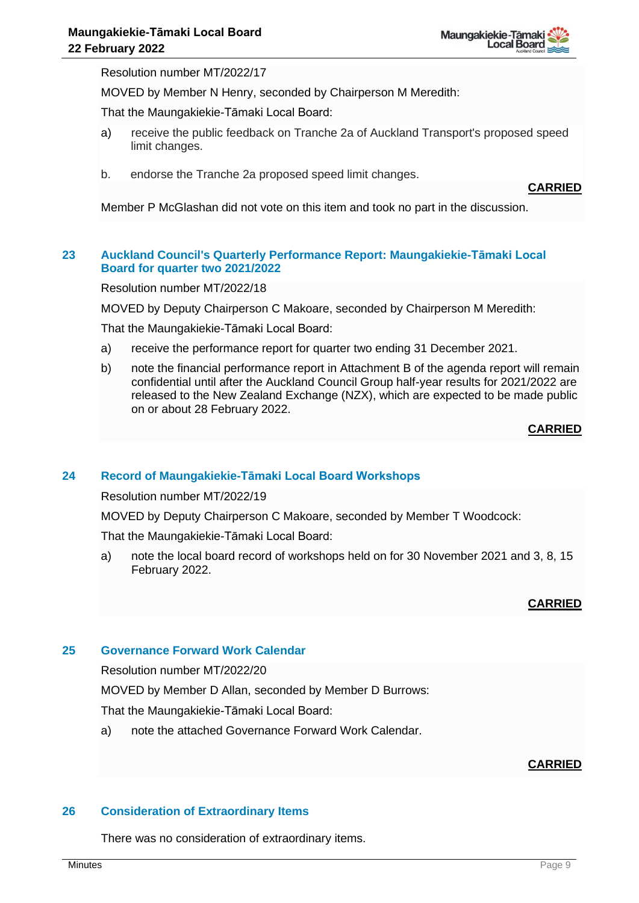Resolution number MT/2022/17

MOVED by Member N Henry, seconded by Chairperson M Meredith:

That the Maungakiekie-Tāmaki Local Board:

a) receive the public feedback on Tranche 2a of Auckland Transport's proposed speed limit changes.

b. endorse the Tranche 2a proposed speed limit changes.

**CARRIED**

Member P McGlashan did not vote on this item and took no part in the discussion.

## 23 Auckland Council's Quarterly Performance Report: Maungakiekie-Tāmaki Local Board for quarter two 2021/2022

Resolution number MT/2022/18

MOVED by Deputy Chairperson C Makoare, seconded by Chairperson M Meredith:

That the Maungakiekie-Tāmaki Local Board:

a) receive the performance report for quarter two ending 31 December 2021.

b) note the financial performance report in Attachment B of the agenda report will remain confidential until after the Auckland Council Group half-year results for 2021/2022 are released to the New Zealand Exchange (NZX), which are expected to be made public on or about 28 February 2022.

**CARRIED**

## 24 Record of Maungakiekie-Tāmaki Local Board Workshops

Resolution number MT/2022/19

MOVED by Deputy Chairperson C Makoare, seconded by Member T Woodcock:

That the Maungakiekie-Tāmaki Local Board:

a) note the local board record of workshops held on for 30 November 2021 and 3, 8, 15 February 2022.

**CARRIED**

## 25 Governance Forward Work Calendar

Resolution number MT/2022/20

MOVED by Member D Allan, seconded by Member D Burrows:

That the Maungakiekie-Tāmaki Local Board:

a) note the attached Governance Forward Work Calendar.

**CARRIED**

## 26 Consideration of Extraordinary Items

There was no consideration of extraordinary items.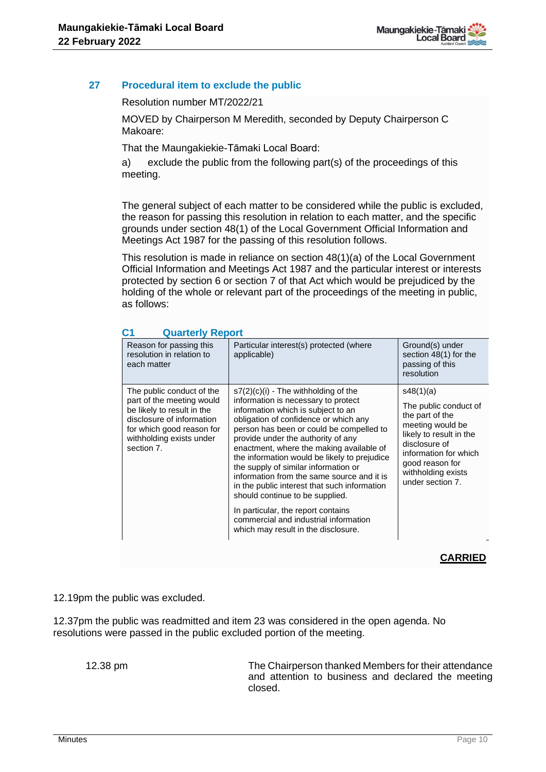## 27 Procedural item to exclude the public

Resolution number MT/2022/21

MOVED by Chairperson M Meredith, seconded by Deputy Chairperson C Makoare:

That the Maungakiekie-Tāmaki Local Board:

a) exclude the public from the following part(s) of the proceedings of this meeting.

The general subject of each matter to be considered while the public is excluded, the reason for passing this resolution in relation to each matter, and the specific grounds under section 48(1) of the Local Government Official Information and Meetings Act 1987 for the passing of this resolution follows.

This resolution is made in reliance on section 48(1)(a) of the Local Government Official Information and Meetings Act 1987 and the particular interest or interests protected by section 6 or section 7 of that Act which would be prejudiced by the holding of the whole or relevant part of the proceedings of the meeting in public, as follows:

### C1 Quarterly Report

| Reason for passing this resolution in relation to each matter | Particular interest(s) protected (where applicable) | Ground(s) under section 48(1) for the passing of this resolution |
|---|---|---|
| The public conduct of the part of the meeting would be likely to result in the disclosure of information for which good reason for withholding exists under section 7. | s7(2)(c)(i) - The withholding of the information is necessary to protect information which is subject to an obligation of confidence or which any person has been or could be compelled to provide under the authority of any enactment, where the making available of the information would be likely to prejudice the supply of similar information or information from the same source and it is in the public interest that such information should continue to be supplied.<br><br>In particular, the report contains commercial and industrial information which may result in the disclosure. | s48(1)(a)<br><br>The public conduct of the part of the meeting would be likely to result in the disclosure of information for which good reason for withholding exists under section 7. |

**CARRIED**

12.19pm the public was excluded.

12.37pm the public was readmitted and item 23 was considered in the open agenda. No resolutions were passed in the public excluded portion of the meeting.

12.38 pm The Chairperson thanked Members for their attendance and attention to business and declared the meeting closed.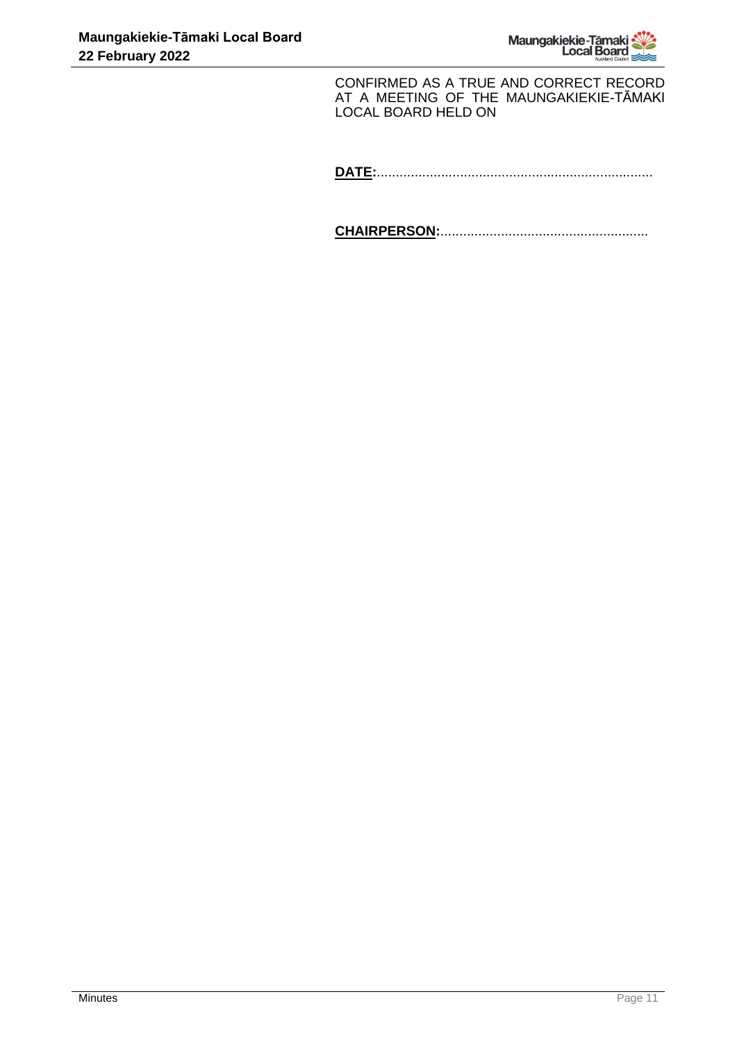CONFIRMED AS A TRUE AND CORRECT RECORD AT A MEETING OF THE MAUNGAKIEKIE-TĀMAKI LOCAL BOARD HELD ON

**DATE:**.........................................................................

**CHAIRPERSON:**.......................................................